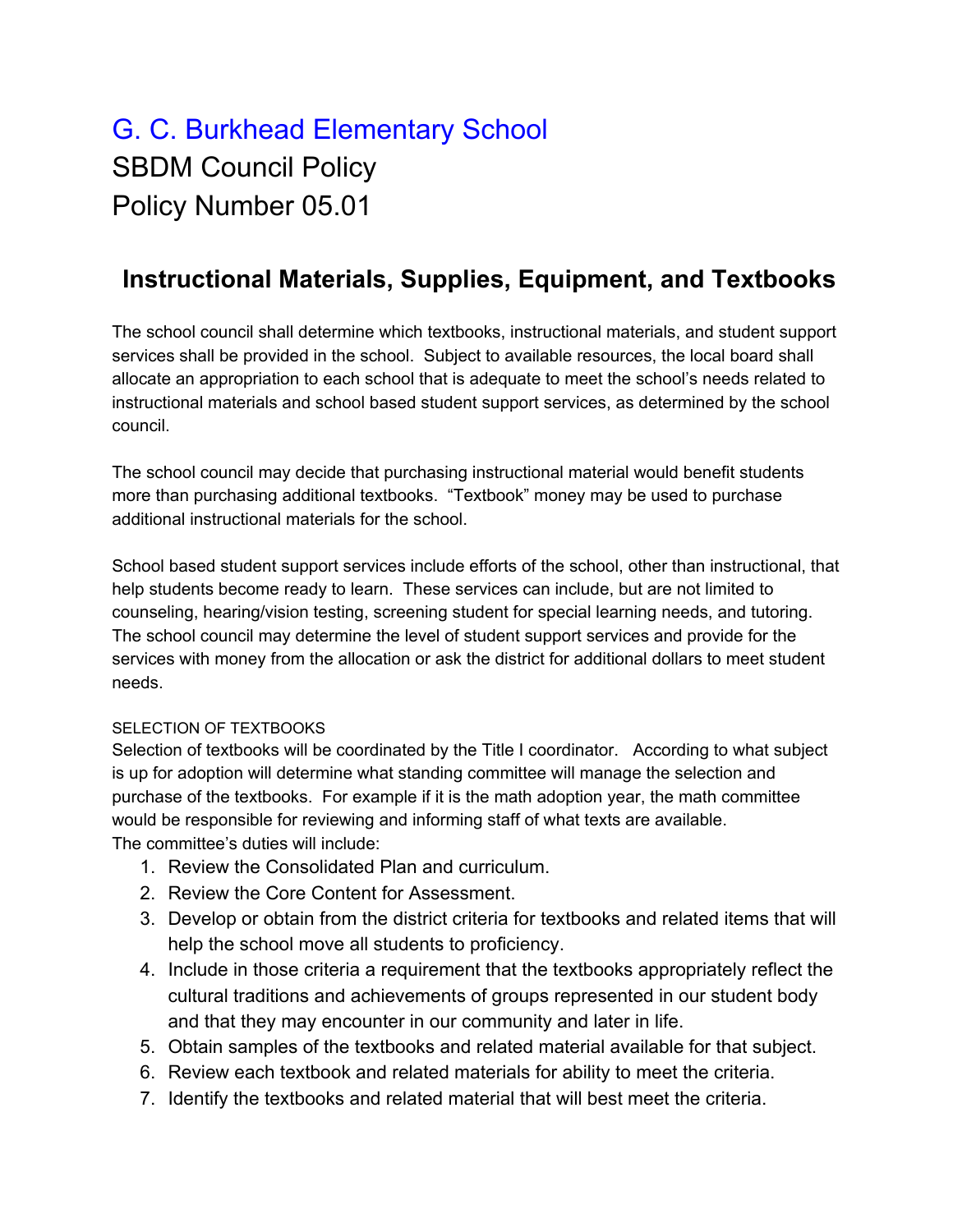# G. C. Burkhead Elementary School

SBDM Council Policy

Policy Number 05.01

## Instructional Materials, Supplies, Equipment, and Textbooks

The school council shall determine which textbooks, instructional materials, and student support services shall be provided in the school. Subject to available resources, the local board shall allocate an appropriation to each school that is adequate to meet the school's needs related to instructional materials and school based student support services, as determined by the school council.

The school council may decide that purchasing instructional material would benefit students more than purchasing additional textbooks. "Textbook" money may be used to purchase additional instructional materials for the school.

School based student support services include efforts of the school, other than instructional, that help students become ready to learn. These services can include, but are not limited to counseling, hearing/vision testing, screening student for special learning needs, and tutoring. The school council may determine the level of student support services and provide for the services with money from the allocation or ask the district for additional dollars to meet student needs.

SELECTION OF TEXTBOOKS

Selection of textbooks will be coordinated by the Title I coordinator. According to what subject is up for adoption will determine what standing committee will manage the selection and purchase of the textbooks. For example if it is the math adoption year, the math committee would be responsible for reviewing and informing staff of what texts are available.

The committee's duties will include:

1. Review the Consolidated Plan and curriculum.
2. Review the Core Content for Assessment.
3. Develop or obtain from the district criteria for textbooks and related items that will help the school move all students to proficiency.
4. Include in those criteria a requirement that the textbooks appropriately reflect the cultural traditions and achievements of groups represented in our student body and that they may encounter in our community and later in life.
5. Obtain samples of the textbooks and related material available for that subject.
6. Review each textbook and related materials for ability to meet the criteria.
7. Identify the textbooks and related material that will best meet the criteria.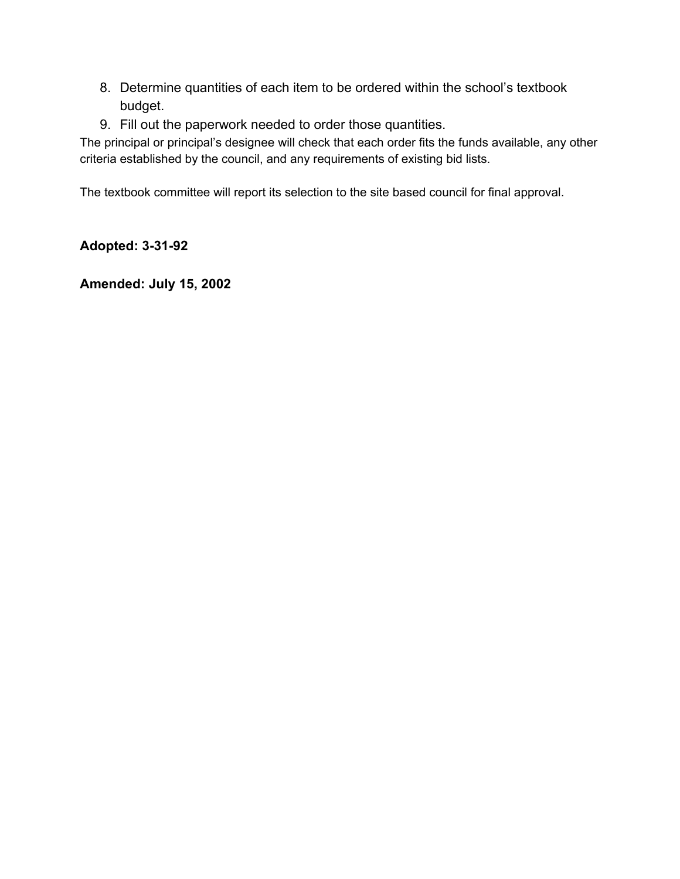8. Determine quantities of each item to be ordered within the school's textbook budget.
9. Fill out the paperwork needed to order those quantities.

The principal or principal's designee will check that each order fits the funds available, any other criteria established by the council, and any requirements of existing bid lists.

The textbook committee will report its selection to the site based council for final approval.

**Adopted: 3-31-92**

**Amended: July 15, 2002**